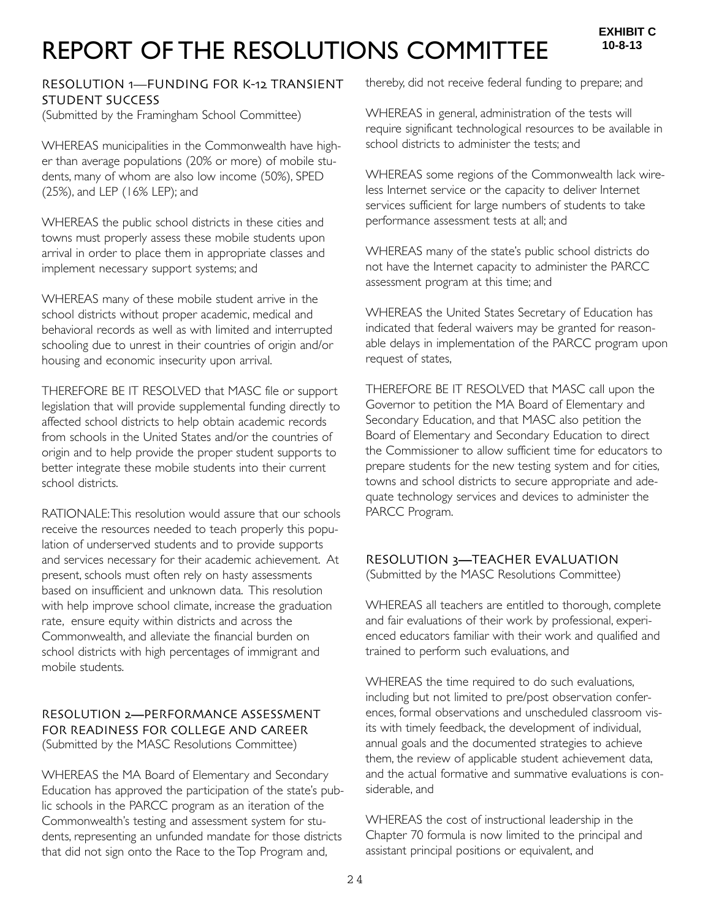EXHIBIT C
10-8-13

# REPORT OF THE RESOLUTIONS COMMITTEE

## RESOLUTION 1—FUNDING FOR K-12 TRANSIENT STUDENT SUCCESS

(Submitted by the Framingham School Committee)

WHEREAS municipalities in the Commonwealth have higher than average populations (20% or more) of mobile students, many of whom are also low income (50%), SPED (25%), and LEP (16% LEP); and

WHEREAS the public school districts in these cities and towns must properly assess these mobile students upon arrival in order to place them in appropriate classes and implement necessary support systems; and

WHEREAS many of these mobile student arrive in the school districts without proper academic, medical and behavioral records as well as with limited and interrupted schooling due to unrest in their countries of origin and/or housing and economic insecurity upon arrival.

THEREFORE BE IT RESOLVED that MASC file or support legislation that will provide supplemental funding directly to affected school districts to help obtain academic records from schools in the United States and/or the countries of origin and to help provide the proper student supports to better integrate these mobile students into their current school districts.

RATIONALE: This resolution would assure that our schools receive the resources needed to teach properly this population of underserved students and to provide supports and services necessary for their academic achievement. At present, schools must often rely on hasty assessments based on insufficient and unknown data. This resolution with help improve school climate, increase the graduation rate, ensure equity within districts and across the Commonwealth, and alleviate the financial burden on school districts with high percentages of immigrant and mobile students.

## RESOLUTION 2—PERFORMANCE ASSESSMENT FOR READINESS FOR COLLEGE AND CAREER

(Submitted by the MASC Resolutions Committee)

WHEREAS the MA Board of Elementary and Secondary Education has approved the participation of the state's public schools in the PARCC program as an iteration of the Commonwealth's testing and assessment system for students, representing an unfunded mandate for those districts that did not sign onto the Race to the Top Program and, thereby, did not receive federal funding to prepare; and

WHEREAS in general, administration of the tests will require significant technological resources to be available in school districts to administer the tests; and

WHEREAS some regions of the Commonwealth lack wireless Internet service or the capacity to deliver Internet services sufficient for large numbers of students to take performance assessment tests at all; and

WHEREAS many of the state's public school districts do not have the Internet capacity to administer the PARCC assessment program at this time; and

WHEREAS the United States Secretary of Education has indicated that federal waivers may be granted for reasonable delays in implementation of the PARCC program upon request of states,

THEREFORE BE IT RESOLVED that MASC call upon the Governor to petition the MA Board of Elementary and Secondary Education, and that MASC also petition the Board of Elementary and Secondary Education to direct the Commissioner to allow sufficient time for educators to prepare students for the new testing system and for cities, towns and school districts to secure appropriate and adequate technology services and devices to administer the PARCC Program.

## RESOLUTION 3—TEACHER EVALUATION

(Submitted by the MASC Resolutions Committee)

WHEREAS all teachers are entitled to thorough, complete and fair evaluations of their work by professional, experienced educators familiar with their work and qualified and trained to perform such evaluations, and

WHEREAS the time required to do such evaluations, including but not limited to pre/post observation conferences, formal observations and unscheduled classroom visits with timely feedback, the development of individual, annual goals and the documented strategies to achieve them, the review of applicable student achievement data, and the actual formative and summative evaluations is considerable, and

WHEREAS the cost of instructional leadership in the Chapter 70 formula is now limited to the principal and assistant principal positions or equivalent, and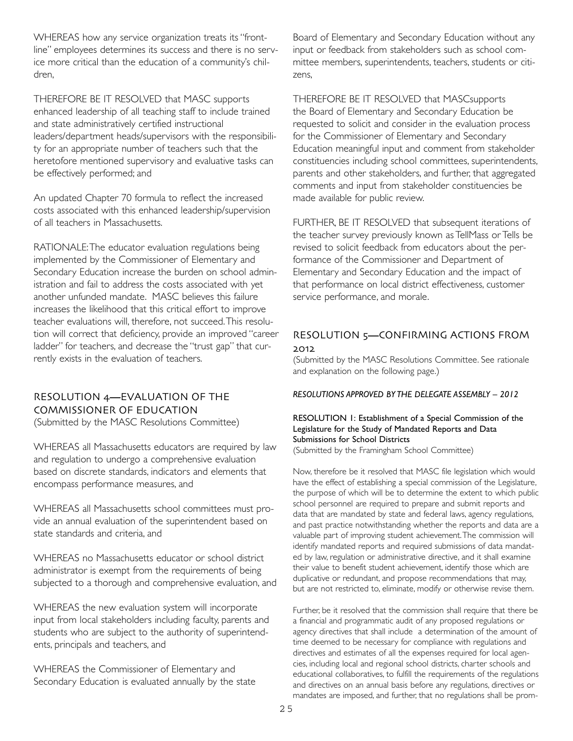WHEREAS how any service organization treats its "front-line" employees determines its success and there is no service more critical than the education of a community's children,

THEREFORE BE IT RESOLVED that MASC supports enhanced leadership of all teaching staff to include trained and state administratively certified instructional leaders/department heads/supervisors with the responsibility for an appropriate number of teachers such that the heretofore mentioned supervisory and evaluative tasks can be effectively performed; and

An updated Chapter 70 formula to reflect the increased costs associated with this enhanced leadership/supervision of all teachers in Massachusetts.

RATIONALE: The educator evaluation regulations being implemented by the Commissioner of Elementary and Secondary Education increase the burden on school administration and fail to address the costs associated with yet another unfunded mandate. MASC believes this failure increases the likelihood that this critical effort to improve teacher evaluations will, therefore, not succeed. This resolution will correct that deficiency, provide an improved "career ladder" for teachers, and decrease the "trust gap" that currently exists in the evaluation of teachers.

## RESOLUTION 4—EVALUATION OF THE COMMISSIONER OF EDUCATION

(Submitted by the MASC Resolutions Committee)

WHEREAS all Massachusetts educators are required by law and regulation to undergo a comprehensive evaluation based on discrete standards, indicators and elements that encompass performance measures, and

WHEREAS all Massachusetts school committees must provide an annual evaluation of the superintendent based on state standards and criteria, and

WHEREAS no Massachusetts educator or school district administrator is exempt from the requirements of being subjected to a thorough and comprehensive evaluation, and

WHEREAS the new evaluation system will incorporate input from local stakeholders including faculty, parents and students who are subject to the authority of superintendents, principals and teachers, and

WHEREAS the Commissioner of Elementary and Secondary Education is evaluated annually by the state Board of Elementary and Secondary Education without any input or feedback from stakeholders such as school committee members, superintendents, teachers, students or citizens,

THEREFORE BE IT RESOLVED that MASCsupports the Board of Elementary and Secondary Education be requested to solicit and consider in the evaluation process for the Commissioner of Elementary and Secondary Education meaningful input and comment from stakeholder constituencies including school committees, superintendents, parents and other stakeholders, and further, that aggregated comments and input from stakeholder constituencies be made available for public review.

FURTHER, BE IT RESOLVED that subsequent iterations of the teacher survey previously known as TellMass or Tells be revised to solicit feedback from educators about the performance of the Commissioner and Department of Elementary and Secondary Education and the impact of that performance on local district effectiveness, customer service performance, and morale.

## RESOLUTION 5—CONFIRMING ACTIONS FROM 2012

(Submitted by the MASC Resolutions Committee. See rationale and explanation on the following page.)

***RESOLUTIONS APPROVED BY THE DELEGATE ASSEMBLY – 2012***

**RESOLUTION 1: Establishment of a Special Commission of the Legislature for the Study of Mandated Reports and Data Submissions for School Districts**
(Submitted by the Framingham School Committee)

Now, therefore be it resolved that MASC file legislation which would have the effect of establishing a special commission of the Legislature, the purpose of which will be to determine the extent to which public school personnel are required to prepare and submit reports and data that are mandated by state and federal laws, agency regulations, and past practice notwithstanding whether the reports and data are a valuable part of improving student achievement. The commission will identify mandated reports and required submissions of data mandated by law, regulation or administrative directive, and it shall examine their value to benefit student achievement, identify those which are duplicative or redundant, and propose recommendations that may, but are not restricted to, eliminate, modify or otherwise revise them.

Further, be it resolved that the commission shall require that there be a financial and programmatic audit of any proposed regulations or agency directives that shall include a determination of the amount of time deemed to be necessary for compliance with regulations and directives and estimates of all the expenses required for local agencies, including local and regional school districts, charter schools and educational collaboratives, to fulfill the requirements of the regulations and directives on an annual basis before any regulations, directives or mandates are imposed, and further, that no regulations shall be prom-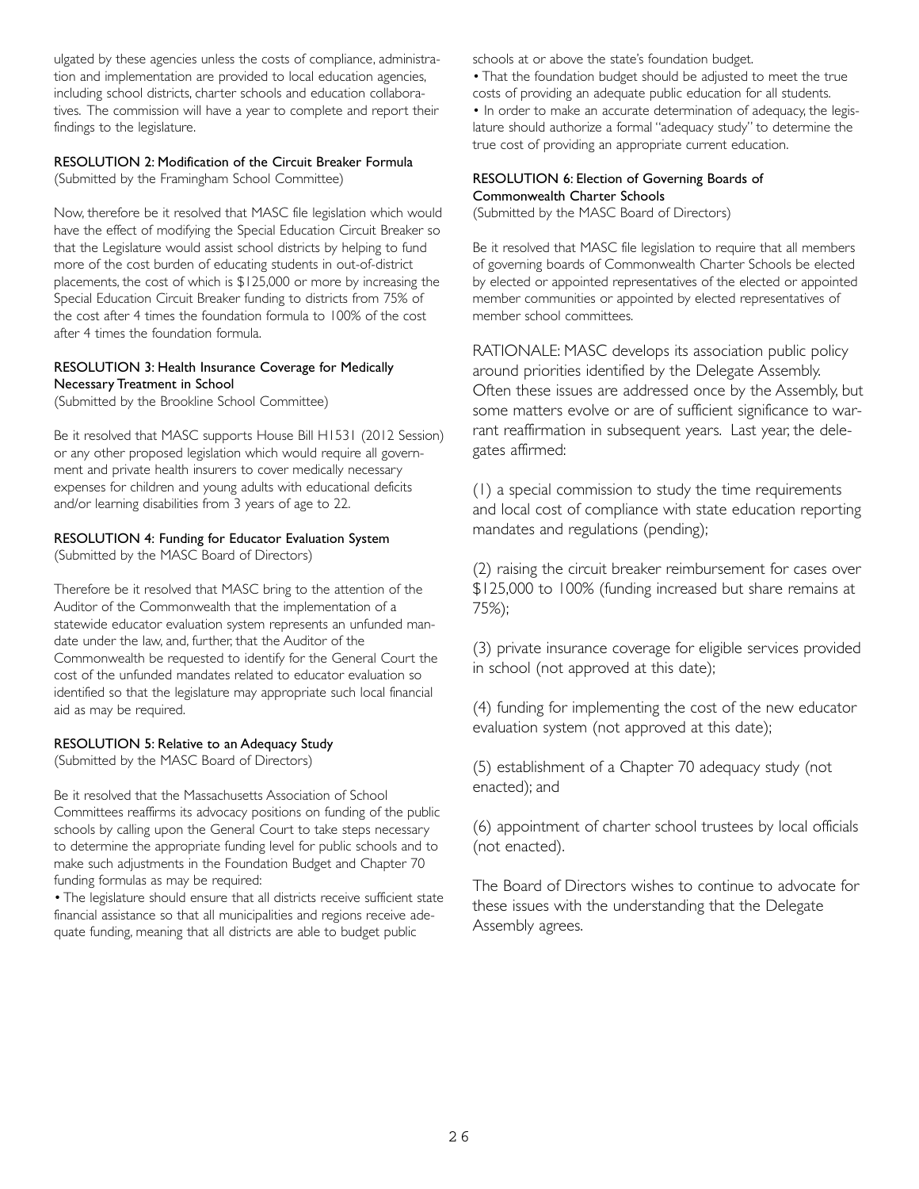ulgated by these agencies unless the costs of compliance, administration and implementation are provided to local education agencies, including school districts, charter schools and education collaboratives. The commission will have a year to complete and report their findings to the legislature.

### RESOLUTION 2: Modification of the Circuit Breaker Formula

(Submitted by the Framingham School Committee)

Now, therefore be it resolved that MASC file legislation which would have the effect of modifying the Special Education Circuit Breaker so that the Legislature would assist school districts by helping to fund more of the cost burden of educating students in out-of-district placements, the cost of which is $125,000 or more by increasing the Special Education Circuit Breaker funding to districts from 75% of the cost after 4 times the foundation formula to 100% of the cost after 4 times the foundation formula.

### RESOLUTION 3: Health Insurance Coverage for Medically Necessary Treatment in School

(Submitted by the Brookline School Committee)

Be it resolved that MASC supports House Bill H1531 (2012 Session) or any other proposed legislation which would require all government and private health insurers to cover medically necessary expenses for children and young adults with educational deficits and/or learning disabilities from 3 years of age to 22.

### RESOLUTION 4: Funding for Educator Evaluation System

(Submitted by the MASC Board of Directors)

Therefore be it resolved that MASC bring to the attention of the Auditor of the Commonwealth that the implementation of a statewide educator evaluation system represents an unfunded mandate under the law, and, further, that the Auditor of the Commonwealth be requested to identify for the General Court the cost of the unfunded mandates related to educator evaluation so identified so that the legislature may appropriate such local financial aid as may be required.

### RESOLUTION 5: Relative to an Adequacy Study

(Submitted by the MASC Board of Directors)

Be it resolved that the Massachusetts Association of School Committees reaffirms its advocacy positions on funding of the public schools by calling upon the General Court to take steps necessary to determine the appropriate funding level for public schools and to make such adjustments in the Foundation Budget and Chapter 70 funding formulas as may be required:

- The legislature should ensure that all districts receive sufficient state financial assistance so that all municipalities and regions receive adequate funding, meaning that all districts are able to budget public schools at or above the state's foundation budget.
- That the foundation budget should be adjusted to meet the true costs of providing an adequate public education for all students.
- In order to make an accurate determination of adequacy, the legislature should authorize a formal "adequacy study" to determine the true cost of providing an appropriate current education.

### RESOLUTION 6: Election of Governing Boards of Commonwealth Charter Schools

(Submitted by the MASC Board of Directors)

Be it resolved that MASC file legislation to require that all members of governing boards of Commonwealth Charter Schools be elected by elected or appointed representatives of the elected or appointed member communities or appointed by elected representatives of member school committees.

RATIONALE: MASC develops its association public policy around priorities identified by the Delegate Assembly. Often these issues are addressed once by the Assembly, but some matters evolve or are of sufficient significance to warrant reaffirmation in subsequent years. Last year, the delegates affirmed:

(1) a special commission to study the time requirements and local cost of compliance with state education reporting mandates and regulations (pending);

(2) raising the circuit breaker reimbursement for cases over $125,000 to 100% (funding increased but share remains at 75%);

(3) private insurance coverage for eligible services provided in school (not approved at this date);

(4) funding for implementing the cost of the new educator evaluation system (not approved at this date);

(5) establishment of a Chapter 70 adequacy study (not enacted); and

(6) appointment of charter school trustees by local officials (not enacted).

The Board of Directors wishes to continue to advocate for these issues with the understanding that the Delegate Assembly agrees.